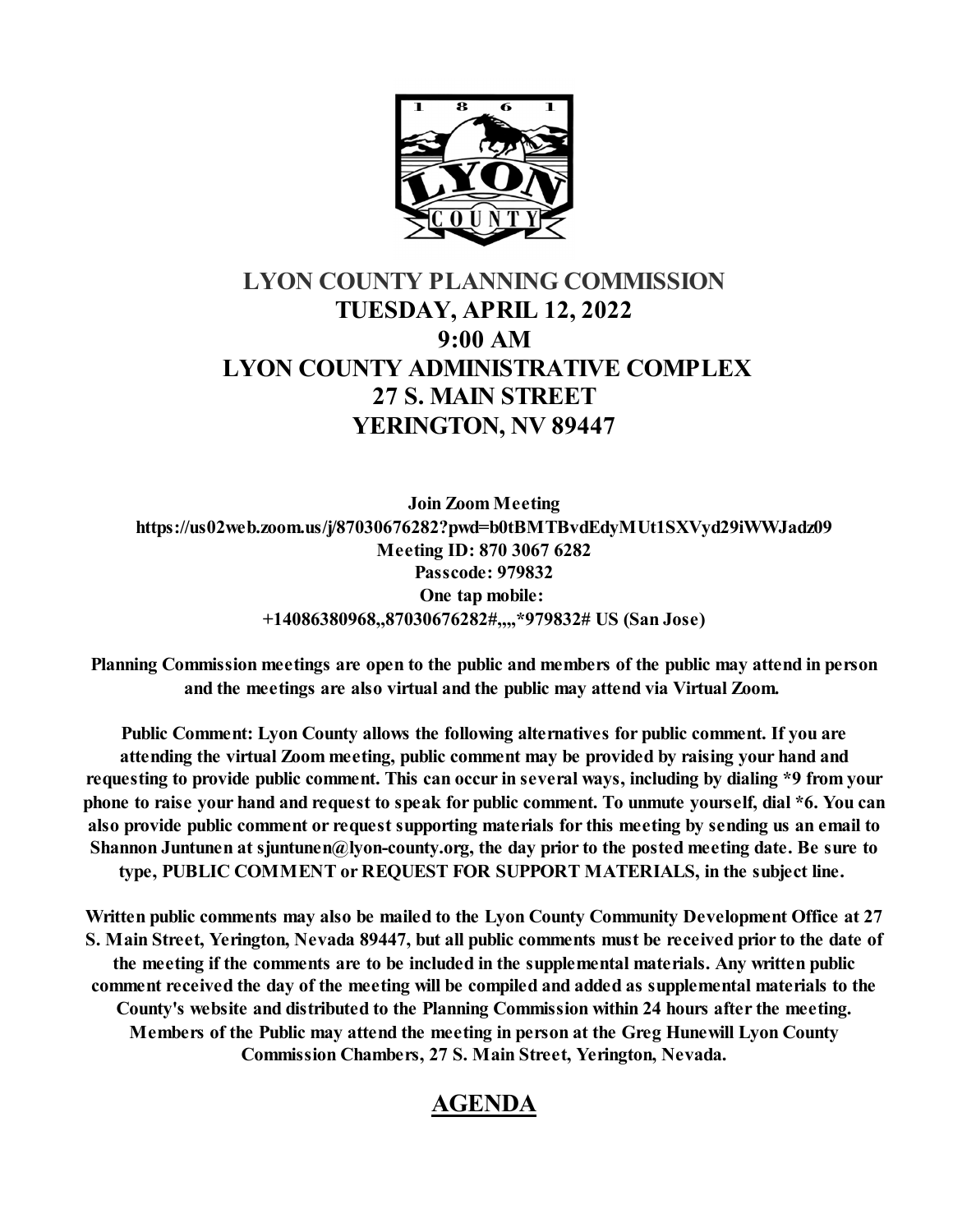# LYON COUNTY PLANNING COMMISSION

## TUESDAY, APRIL 12, 2022
## 9:00 AM
## LYON COUNTY ADMINISTRATIVE COMPLEX
## 27 S. MAIN STREET
## YERINGTON, NV 89447

**Join Zoom Meeting**
**https://us02web.zoom.us/j/87030676282?pwd=b0tBMTBvdEdyMUt1SXVyd29iWWJadz09**
**Meeting ID: 870 3067 6282**
**Passcode: 979832**
**One tap mobile:**
**+14086380968,,87030676282#,,,,*979832# US (San Jose)**

**Planning Commission meetings are open to the public and members of the public may attend in person and the meetings are also virtual and the public may attend via Virtual Zoom.**

**Public Comment: Lyon County allows the following alternatives for public comment. If you are attending the virtual Zoom meeting, public comment may be provided by raising your hand and requesting to provide public comment. This can occur in several ways, including by dialing *9 from your phone to raise your hand and request to speak for public comment. To unmute yourself, dial *6. You can also provide public comment or request supporting materials for this meeting by sending us an email to Shannon Juntunen at sjuntunen@lyon-county.org, the day prior to the posted meeting date. Be sure to type, PUBLIC COMMENT or REQUEST FOR SUPPORT MATERIALS, in the subject line.**

**Written public comments may also be mailed to the Lyon County Community Development Office at 27 S. Main Street, Yerington, Nevada 89447, but all public comments must be received prior to the date of the meeting if the comments are to be included in the supplemental materials. Any written public comment received the day of the meeting will be compiled and added as supplemental materials to the County's website and distributed to the Planning Commission within 24 hours after the meeting. Members of the Public may attend the meeting in person at the Greg Hunewill Lyon County Commission Chambers, 27 S. Main Street, Yerington, Nevada.**

## AGENDA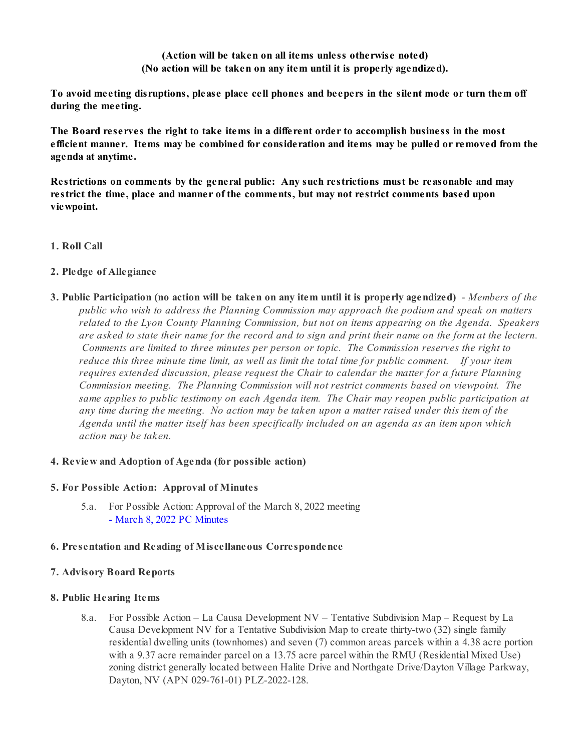**(Action will be taken on all items unless otherwise noted)**
**(No action will be taken on any item until it is properly agendized).**

**To avoid meeting disruptions, please place cell phones and beepers in the silent mode or turn them off during the meeting.**

**The Board reserves the right to take items in a different order to accomplish business in the most efficient manner. Items may be combined for consideration and items may be pulled or removed from the agenda at anytime.**

**Restrictions on comments by the general public: Any such restrictions must be reasonable and may restrict the time, place and manner of the comments, but may not restrict comments based upon viewpoint.**

**1. Roll Call**

**2. Pledge of Allegiance**

**3. Public Participation (no action will be taken on any item until it is properly agendized)** - *Members of the public who wish to address the Planning Commission may approach the podium and speak on matters related to the Lyon County Planning Commission, but not on items appearing on the Agenda. Speakers are asked to state their name for the record and to sign and print their name on the form at the lectern. Comments are limited to three minutes per person or topic. The Commission reserves the right to reduce this three minute time limit, as well as limit the total time for public comment. If your item requires extended discussion, please request the Chair to calendar the matter for a future Planning Commission meeting. The Planning Commission will not restrict comments based on viewpoint. The same applies to public testimony on each Agenda item. The Chair may reopen public participation at any time during the meeting. No action may be taken upon a matter raised under this item of the Agenda until the matter itself has been specifically included on an agenda as an item upon which action may be taken.*

**4. Review and Adoption of Agenda (for possible action)**

**5. For Possible Action: Approval of Minutes**

5.a. For Possible Action: Approval of the March 8, 2022 meeting
- March 8, 2022 PC Minutes

**6. Presentation and Reading of Miscellaneous Correspondence**

**7. Advisory Board Reports**

**8. Public Hearing Items**

8.a. For Possible Action – La Causa Development NV – Tentative Subdivision Map – Request by La Causa Development NV for a Tentative Subdivision Map to create thirty-two (32) single family residential dwelling units (townhomes) and seven (7) common areas parcels within a 4.38 acre portion with a 9.37 acre remainder parcel on a 13.75 acre parcel within the RMU (Residential Mixed Use) zoning district generally located between Halite Drive and Northgate Drive/Dayton Village Parkway, Dayton, NV (APN 029-761-01) PLZ-2022-128.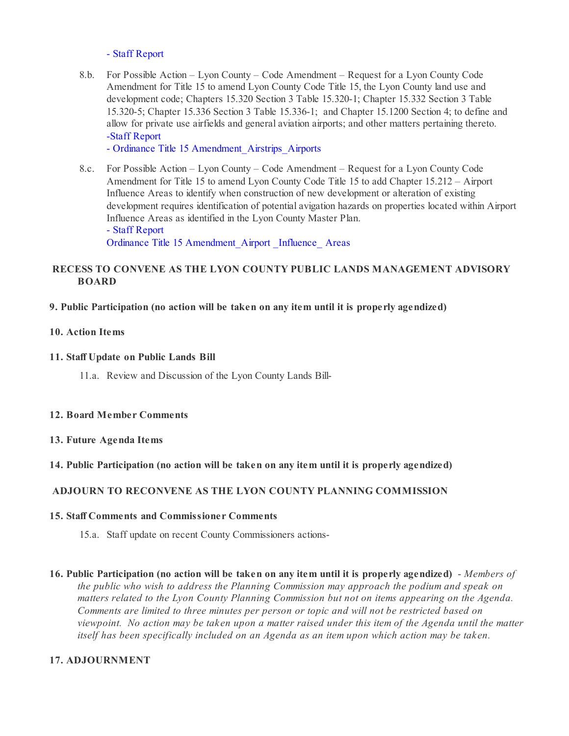- Staff Report

8.b. For Possible Action – Lyon County – Code Amendment – Request for a Lyon County Code Amendment for Title 15 to amend Lyon County Code Title 15, the Lyon County land use and development code; Chapters 15.320 Section 3 Table 15.320-1; Chapter 15.332 Section 3 Table 15.320-5; Chapter 15.336 Section 3 Table 15.336-1; and Chapter 15.1200 Section 4; to define and allow for private use airfields and general aviation airports; and other matters pertaining thereto.
-Staff Report
- Ordinance Title 15 Amendment_Airstrips_Airports

8.c. For Possible Action – Lyon County – Code Amendment – Request for a Lyon County Code Amendment for Title 15 to amend Lyon County Code Title 15 to add Chapter 15.212 – Airport Influence Areas to identify when construction of new development or alteration of existing development requires identification of potential avigation hazards on properties located within Airport Influence Areas as identified in the Lyon County Master Plan.
- Staff Report
Ordinance Title 15 Amendment_Airport _Influence_ Areas

**RECESS TO CONVENE AS THE LYON COUNTY PUBLIC LANDS MANAGEMENT ADVISORY BOARD**

**9. Public Participation (no action will be taken on any item until it is properly agendized)**

**10. Action Items**

**11. Staff Update on Public Lands Bill**

11.a. Review and Discussion of the Lyon County Lands Bill-

**12. Board Member Comments**

**13. Future Agenda Items**

**14. Public Participation (no action will be taken on any item until it is properly agendized)**

**ADJOURN TO RECONVENE AS THE LYON COUNTY PLANNING COMMISSION**

**15. Staff Comments and Commissioner Comments**

15.a. Staff update on recent County Commissioners actions-

**16. Public Participation (no action will be taken on any item until it is properly agendized)** - *Members of the public who wish to address the Planning Commission may approach the podium and speak on matters related to the Lyon County Planning Commission but not on items appearing on the Agenda. Comments are limited to three minutes per person or topic and will not be restricted based on viewpoint. No action may be taken upon a matter raised under this item of the Agenda until the matter itself has been specifically included on an Agenda as an item upon which action may be taken.*

**17. ADJOURNMENT**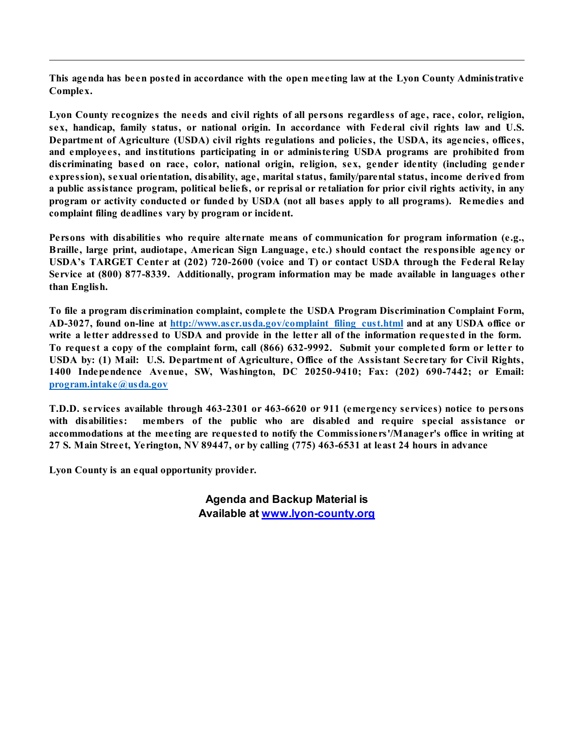---

**This agenda has been posted in accordance with the open meeting law at the Lyon County Administrative Complex.**

**Lyon County recognizes the needs and civil rights of all persons regardless of age, race, color, religion, sex, handicap, family status, or national origin. In accordance with Federal civil rights law and U.S. Department of Agriculture (USDA) civil rights regulations and policies, the USDA, its agencies, offices, and employees, and institutions participating in or administering USDA programs are prohibited from discriminating based on race, color, national origin, religion, sex, gender identity (including gender expression), sexual orientation, disability, age, marital status, family/parental status, income derived from a public assistance program, political beliefs, or reprisal or retaliation for prior civil rights activity, in any program or activity conducted or funded by USDA (not all bases apply to all programs). Remedies and complaint filing deadlines vary by program or incident.**

**Persons with disabilities who require alternate means of communication for program information (e.g., Braille, large print, audiotape, American Sign Language, etc.) should contact the responsible agency or USDA's TARGET Center at (202) 720-2600 (voice and T) or contact USDA through the Federal Relay Service at (800) 877-8339. Additionally, program information may be made available in languages other than English.**

**To file a program discrimination complaint, complete the USDA Program Discrimination Complaint Form, AD-3027, found on-line at [http://www.ascr.usda.gov/complaint_filing_cust.html](http://www.ascr.usda.gov/complaint_filing_cust.html) and at any USDA office or write a letter addressed to USDA and provide in the letter all of the information requested in the form. To request a copy of the complaint form, call (866) 632-9992. Submit your completed form or letter to USDA by: (1) Mail: U.S. Department of Agriculture, Office of the Assistant Secretary for Civil Rights, 1400 Independence Avenue, SW, Washington, DC 20250-9410; Fax: (202) 690-7442; or Email: [program.intake@usda.gov](mailto:program.intake@usda.gov)**

**T.D.D. services available through 463-2301 or 463-6620 or 911 (emergency services) notice to persons with disabilities: members of the public who are disabled and require special assistance or accommodations at the meeting are requested to notify the Commissioners'/Manager's office in writing at 27 S. Main Street, Yerington, NV 89447, or by calling (775) 463-6531 at least 24 hours in advance**

**Lyon County is an equal opportunity provider.**

**Agenda and Backup Material is Available at [www.lyon-county.org](http://www.lyon-county.org)**